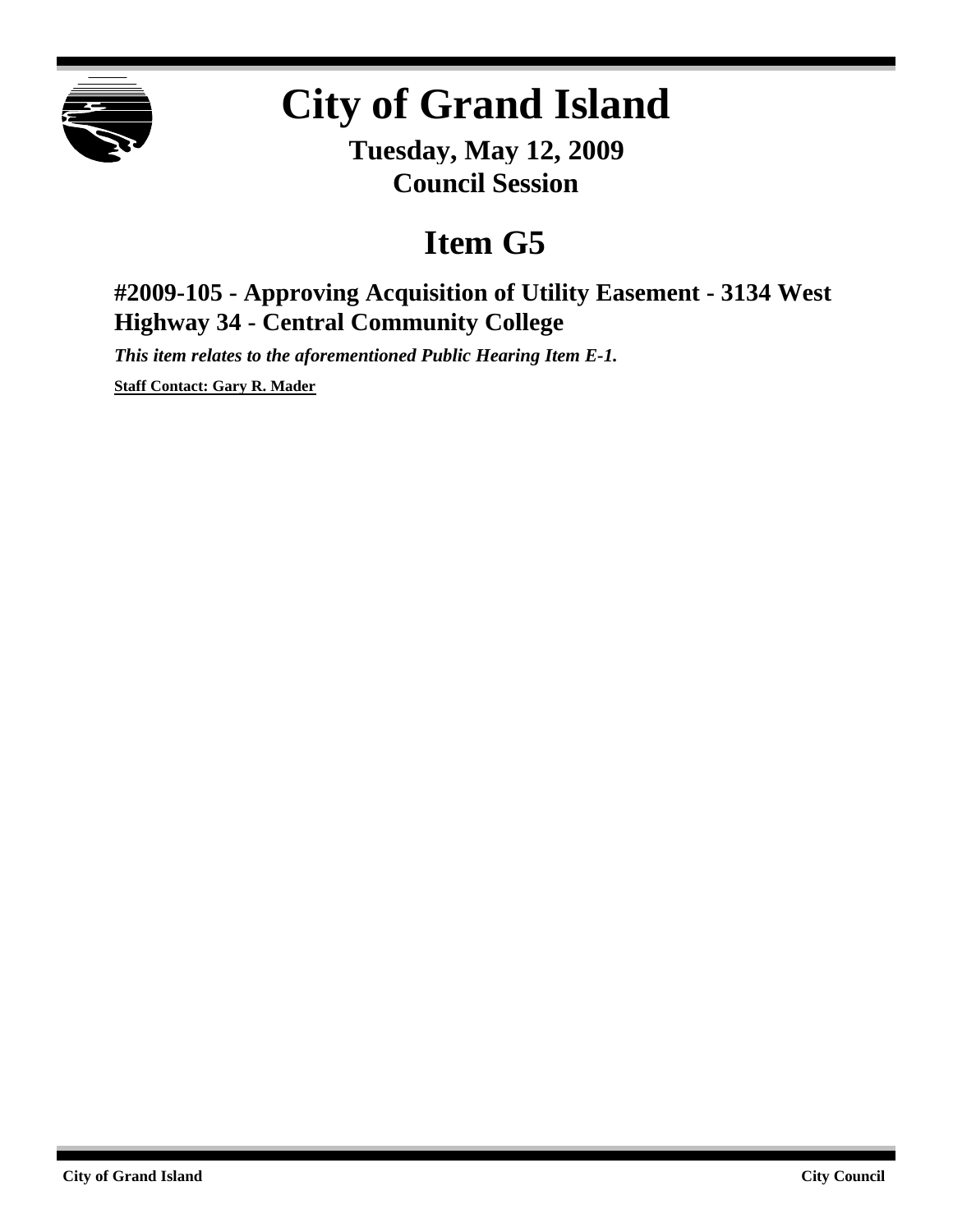# City of Grand Island

**Tuesday, May 12, 2009**
**Council Session**

# Item G5

## #2009-105 - Approving Acquisition of Utility Easement - 3134 West Highway 34 - Central Community College

***This item relates to the aforementioned Public Hearing Item E-1.***

**Staff Contact: Gary R. Mader**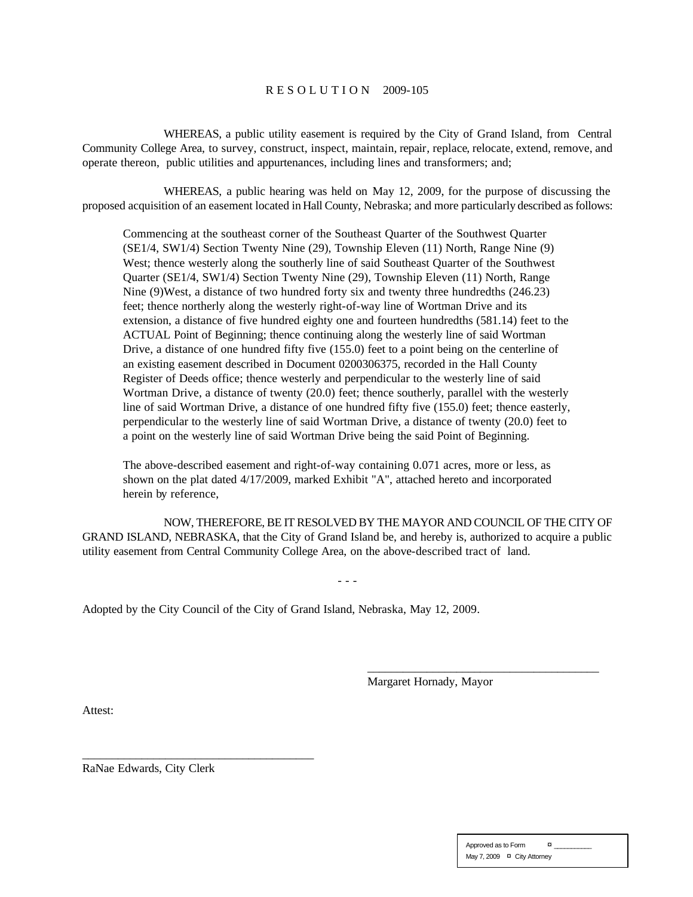# RESOLUTION 2009-105

WHEREAS, a public utility easement is required by the City of Grand Island, from Central Community College Area, to survey, construct, inspect, maintain, repair, replace, relocate, extend, remove, and operate thereon, public utilities and appurtenances, including lines and transformers; and;

WHEREAS, a public hearing was held on May 12, 2009, for the purpose of discussing the proposed acquisition of an easement located in Hall County, Nebraska; and more particularly described as follows:

> Commencing at the southeast corner of the Southeast Quarter of the Southwest Quarter (SE1/4, SW1/4) Section Twenty Nine (29), Township Eleven (11) North, Range Nine (9) West; thence westerly along the southerly line of said Southeast Quarter of the Southwest Quarter (SE1/4, SW1/4) Section Twenty Nine (29), Township Eleven (11) North, Range Nine (9)West, a distance of two hundred forty six and twenty three hundredths (246.23) feet; thence northerly along the westerly right-of-way line of Wortman Drive and its extension, a distance of five hundred eighty one and fourteen hundredths (581.14) feet to the ACTUAL Point of Beginning; thence continuing along the westerly line of said Wortman Drive, a distance of one hundred fifty five (155.0) feet to a point being on the centerline of an existing easement described in Document 0200306375, recorded in the Hall County Register of Deeds office; thence westerly and perpendicular to the westerly line of said Wortman Drive, a distance of twenty (20.0) feet; thence southerly, parallel with the westerly line of said Wortman Drive, a distance of one hundred fifty five (155.0) feet; thence easterly, perpendicular to the westerly line of said Wortman Drive, a distance of twenty (20.0) feet to a point on the westerly line of said Wortman Drive being the said Point of Beginning.
>
> The above-described easement and right-of-way containing 0.071 acres, more or less, as shown on the plat dated 4/17/2009, marked Exhibit "A", attached hereto and incorporated herein by reference,

NOW, THEREFORE, BE IT RESOLVED BY THE MAYOR AND COUNCIL OF THE CITY OF GRAND ISLAND, NEBRASKA, that the City of Grand Island be, and hereby is, authorized to acquire a public utility easement from Central Community College Area, on the above-described tract of land.

- - -

Adopted by the City Council of the City of Grand Island, Nebraska, May 12, 2009.

\_\_\_\_\_\_\_\_\_\_\_\_\_\_\_\_\_\_\_\_\_\_\_\_\_\_\_\_\_\_\_\_\_\_\_\_\_\_\_

Margaret Hornady, Mayor

Attest:

\_\_\_\_\_\_\_\_\_\_\_\_\_\_\_\_\_\_\_\_\_\_\_\_\_\_\_\_\_\_\_\_\_\_\_\_\_\_\_

RaNae Edwards, City Clerk

| Approved as to Form | ¤ \_\_\_\_\_\_\_\_\_\_ |
|---|---|
| May 7, 2009 | ¤ City Attorney |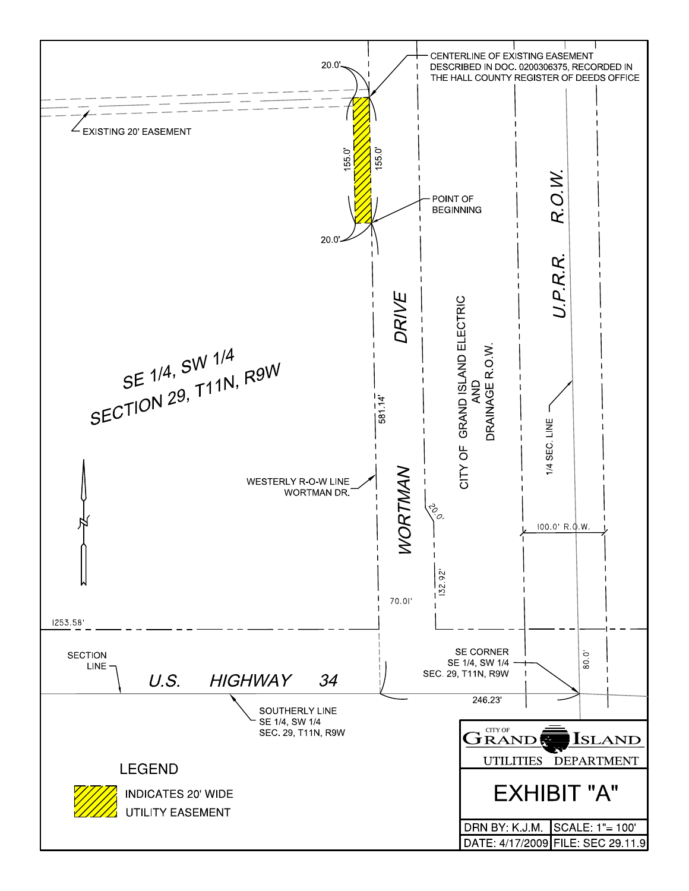CENTERLINE OF EXISTING EASEMENT DESCRIBED IN DOC. 0200306375, RECORDED IN THE HALL COUNTY REGISTER OF DEEDS OFFICE

20.0'

EXISTING 20' EASEMENT

155.0'

155.0'

POINT OF BEGINNING

20.0'

U.P.R.R. R.O.W.

DRIVE

CITY OF GRAND ISLAND ELECTRIC AND DRAINAGE R.O.W.

SE 1/4, SW 1/4
SECTION 29, T11N, R9W

581.14'

1/4 SEC. LINE

WESTERLY R-O-W LINE WORTMAN DR.

WORTMAN

20.0'

100.0' R.O.W.

132.92'

70.01'

1253.58'

SECTION LINE

U.S. HIGHWAY 34

SE CORNER SE 1/4, SW 1/4 SEC. 29, T11N, R9W

80.0'

246.23'

SOUTHERLY LINE SE 1/4, SW 1/4 SEC. 29, T11N, R9W

LEGEND

INDICATES 20' WIDE UTILITY EASEMENT

CITY OF GRAND ISLAND

UTILITIES DEPARTMENT

# EXHIBIT "A"

| | |
|---|---|
| DRN BY: K.J.M. | SCALE: 1"= 100' |
| DATE: 4/17/2009 | FILE: SEC 29.11.9 |